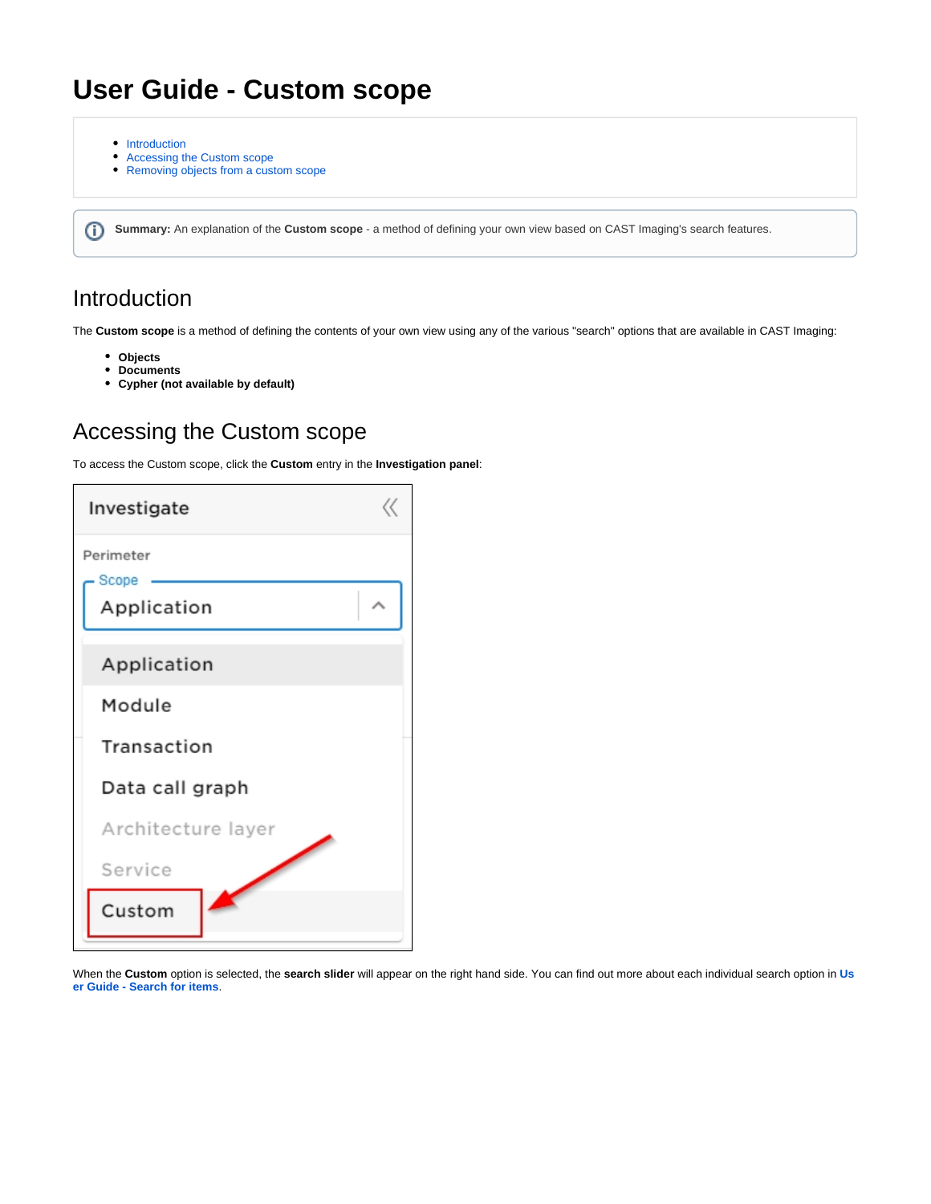# User Guide - Custom scope

- Introduction
- Accessing the Custom scope
- Removing objects from a custom scope

**Summary:** An explanation of the **Custom scope** - a method of defining your own view based on CAST Imaging's search features.

## Introduction

The **Custom scope** is a method of defining the contents of your own view using any of the various "search" options that are available in CAST Imaging:

- **Objects**
- **Documents**
- **Cypher (not available by default)**

## Accessing the Custom scope

To access the Custom scope, click the **Custom** entry in the **Investigation panel**:

When the **Custom** option is selected, the **search slider** will appear on the right hand side. You can find out more about each individual search option in **User Guide - Search for items**.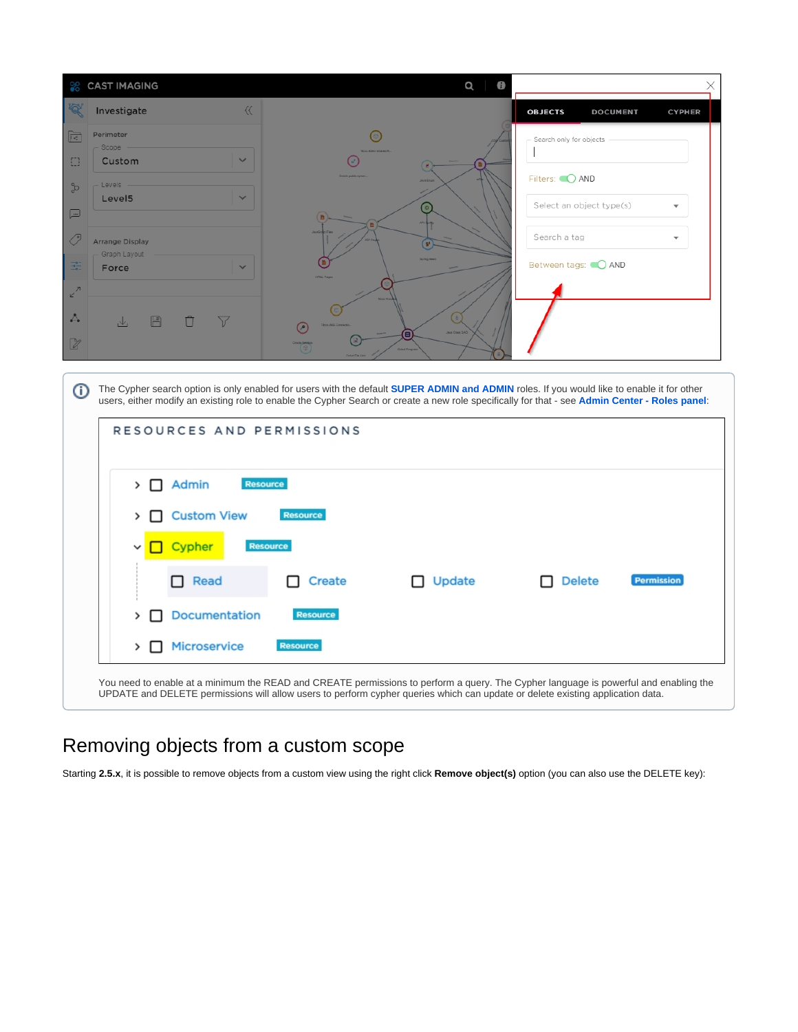The Cypher search option is only enabled for users with the default **SUPER ADMIN and ADMIN** roles. If you would like to enable it for other users, either modify an existing role to enable the Cypher Search or create a new role specifically for that - see **Admin Center - Roles panel**:

You need to enable at a minimum the READ and CREATE permissions to perform a query. The Cypher language is powerful and enabling the UPDATE and DELETE permissions will allow users to perform cypher queries which can update or delete existing application data.

# Removing objects from a custom scope

Starting **2.5.x**, it is possible to remove objects from a custom view using the right click **Remove object(s)** option (you can also use the DELETE key):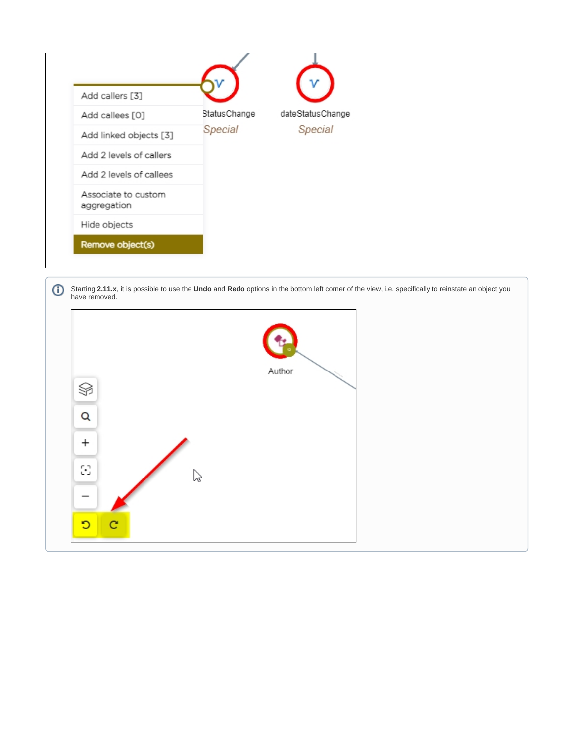Starting **2.11.x**, it is possible to use the **Undo** and **Redo** options in the bottom left corner of the view, i.e. specifically to reinstate an object you have removed.